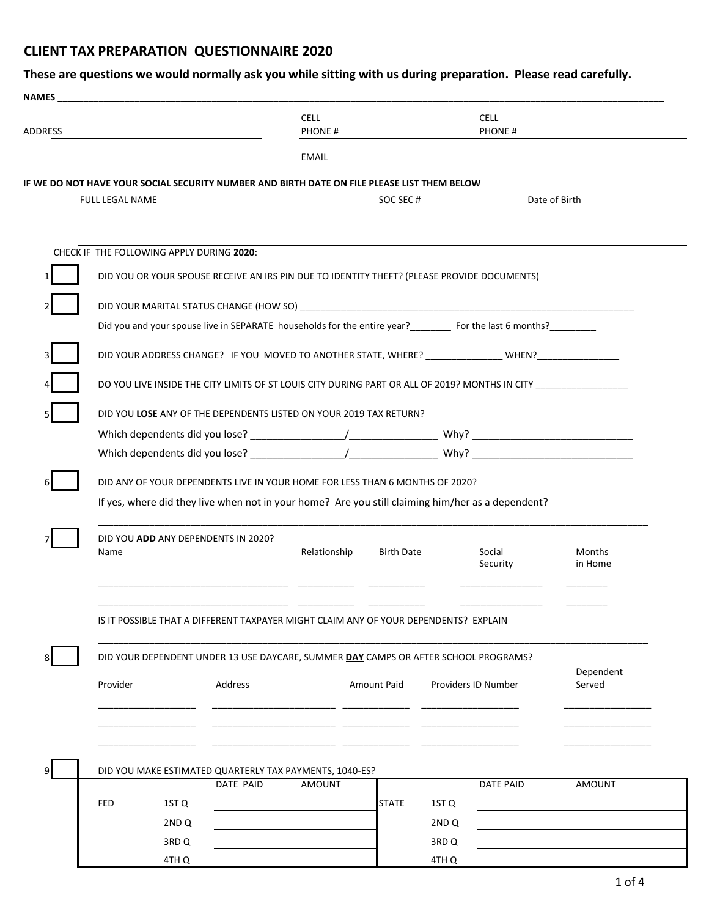# CLIENT TAX PREPARATION QUESTIONNAIRE 2020

**These are questions we would normally ask you while sitting with us during preparation. Please read carefully.**

**NAMES** ______________________________________________________________________________

ADDRESS ______________________________ CELL PHONE # ______________________ CELL PHONE # ______________________

______________________________ EMAIL ______________________________________________

**IF WE DO NOT HAVE YOUR SOCIAL SECURITY NUMBER AND BIRTH DATE ON FILE PLEASE LIST THEM BELOW**

| FULL LEGAL NAME | SOC SEC # | Date of Birth |
|---|---|---|
| | | |
| | | |

CHECK IF THE FOLLOWING APPLY DURING **2020**:

1. ☐ DID YOU OR YOUR SPOUSE RECEIVE AN IRS PIN DUE TO IDENTITY THEFT? (PLEASE PROVIDE DOCUMENTS)

2. ☐ DID YOUR MARITAL STATUS CHANGE (HOW SO) ____________________________________________

   Did you and your spouse live in SEPARATE households for the entire year?________ For the last 6 months?_________

3. ☐ DID YOUR ADDRESS CHANGE? IF YOU MOVED TO ANOTHER STATE, WHERE? _______________ WHEN?________________

4. ☐ DO YOU LIVE INSIDE THE CITY LIMITS OF ST LOUIS CITY DURING PART OR ALL OF 2019? MONTHS IN CITY __________________

5. ☐ DID YOU **LOSE** ANY OF THE DEPENDENTS LISTED ON YOUR 2019 TAX RETURN?

   Which dependents did you lose? _________________/________________ Why? ______________________________

   Which dependents did you lose? _________________/________________ Why? ______________________________

6. ☐ DID ANY OF YOUR DEPENDENTS LIVE IN YOUR HOME FOR LESS THAN 6 MONTHS OF 2020?

   If yes, where did they live when not in your home? Are you still claiming him/her as a dependent?

   ______________________________________________________________________________

7. ☐ DID YOU **ADD** ANY DEPENDENTS IN 2020?

| Name | Relationship | Birth Date | Social Security | Months in Home |
|---|---|---|---|---|
| | | | | |
| | | | | |

   IS IT POSSIBLE THAT A DIFFERENT TAXPAYER MIGHT CLAIM ANY OF YOUR DEPENDENTS? EXPLAIN

   ______________________________________________________________________________

8. ☐ DID YOUR DEPENDENT UNDER 13 USE DAYCARE, SUMMER **DAY** CAMPS OR AFTER SCHOOL PROGRAMS?

| Provider | Address | Amount Paid | Providers ID Number | Dependent Served |
|---|---|---|---|---|
| | | | | |
| | | | | |
| | | | | |

9. ☐ DID YOU MAKE ESTIMATED QUARTERLY TAX PAYMENTS, 1040-ES?

| | | DATE PAID | AMOUNT | | | DATE PAID | AMOUNT |
|---|---|---|---|---|---|---|---|
| FED | 1ST Q | | | STATE | 1ST Q | | |
| | 2ND Q | | | | 2ND Q | | |
| | 3RD Q | | | | 3RD Q | | |
| | 4TH Q | | | | 4TH Q | | |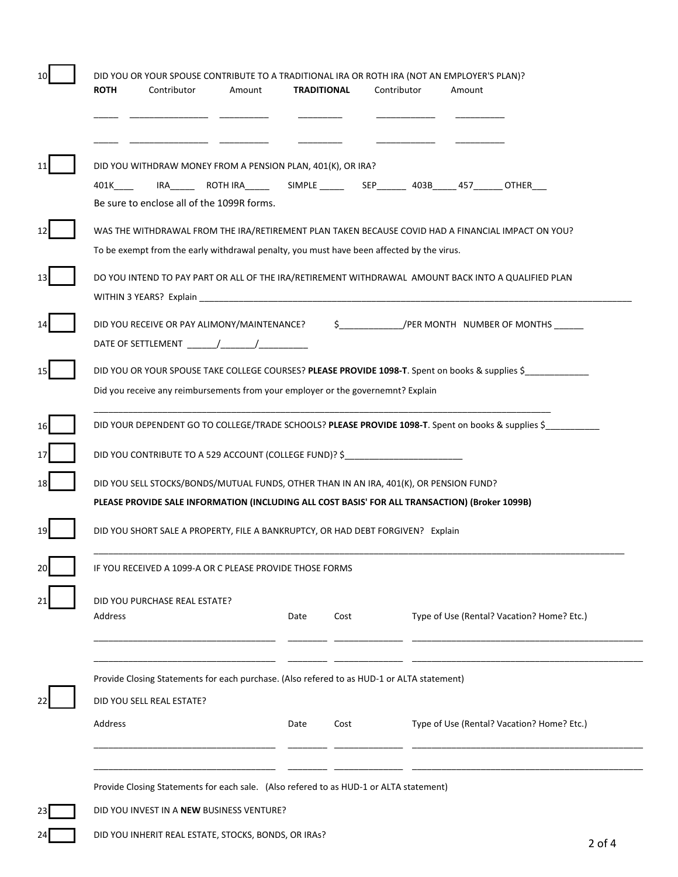10 [ ] DID YOU OR YOUR SPOUSE CONTRIBUTE TO A TRADITIONAL IRA OR ROTH IRA (NOT AN EMPLOYER'S PLAN)?

| **ROTH** | Contributor | Amount | **TRADITIONAL** | Contributor | Amount |
|---|---|---|---|---|---|
| _____ | _______________ | __________ | _________ | ____________ | __________ |
| _____ | _______________ | __________ | _________ | ____________ | __________ |

11 [ ] DID YOU WITHDRAW MONEY FROM A PENSION PLAN, 401(K), OR IRA?

401K____ IRA_____ ROTH IRA_____ SIMPLE _____ SEP______ 403B_____ 457______ OTHER___

Be sure to enclose all of the 1099R forms.

12 [ ] WAS THE WITHDRAWAL FROM THE IRA/RETIREMENT PLAN TAKEN BECAUSE COVID HAD A FINANCIAL IMPACT ON YOU?

To be exempt from the early withdrawal penalty, you must have been affected by the virus.

13 [ ] DO YOU INTEND TO PAY PART OR ALL OF THE IRA/RETIREMENT WITHDRAWAL AMOUNT BACK INTO A QUALIFIED PLAN WITHIN 3 YEARS? Explain ______________________________________________

14 [ ] DID YOU RECEIVE OR PAY ALIMONY/MAINTENANCE? $_____________/PER MONTH NUMBER OF MONTHS ______

DATE OF SETTLEMENT ______/_______/__________

15 [ ] DID YOU OR YOUR SPOUSE TAKE COLLEGE COURSES? **PLEASE PROVIDE 1098-T**. Spent on books & supplies $_____________

Did you receive any reimbursements from your employer or the governemnt? Explain

______________________________________________

16 [ ] DID YOUR DEPENDENT GO TO COLLEGE/TRADE SCHOOLS? **PLEASE PROVIDE 1098-T**. Spent on books & supplies $___________

17 [ ] DID YOU CONTRIBUTE TO A 529 ACCOUNT (COLLEGE FUND)? $________________________

18 [ ] DID YOU SELL STOCKS/BONDS/MUTUAL FUNDS, OTHER THAN IN AN IRA, 401(K), OR PENSION FUND?

**PLEASE PROVIDE SALE INFORMATION (INCLUDING ALL COST BASIS' FOR ALL TRANSACTION) (Broker 1099B)**

19 [ ] DID YOU SHORT SALE A PROPERTY, FILE A BANKRUPTCY, OR HAD DEBT FORGIVEN? Explain

______________________________________________

20 [ ] IF YOU RECEIVED A 1099-A OR C PLEASE PROVIDE THOSE FORMS

21 [ ] DID YOU PURCHASE REAL ESTATE?

| Address | Date | Cost | Type of Use (Rental? Vacation? Home? Etc.) |
|---|---|---|---|
| ____________________ | ________ | ____________ | ____________________ |
| ____________________ | ________ | ____________ | ____________________ |

Provide Closing Statements for each purchase. (Also refered to as HUD-1 or ALTA statement)

22 [ ] DID YOU SELL REAL ESTATE?

| Address | Date | Cost | Type of Use (Rental? Vacation? Home? Etc.) |
|---|---|---|---|
| ____________________ | ________ | ____________ | ____________________ |
| ____________________ | ________ | ____________ | ____________________ |

Provide Closing Statements for each sale. (Also refered to as HUD-1 or ALTA statement)

23 [ ] DID YOU INVEST IN A **NEW** BUSINESS VENTURE?

24 [ ] DID YOU INHERIT REAL ESTATE, STOCKS, BONDS, OR IRAs?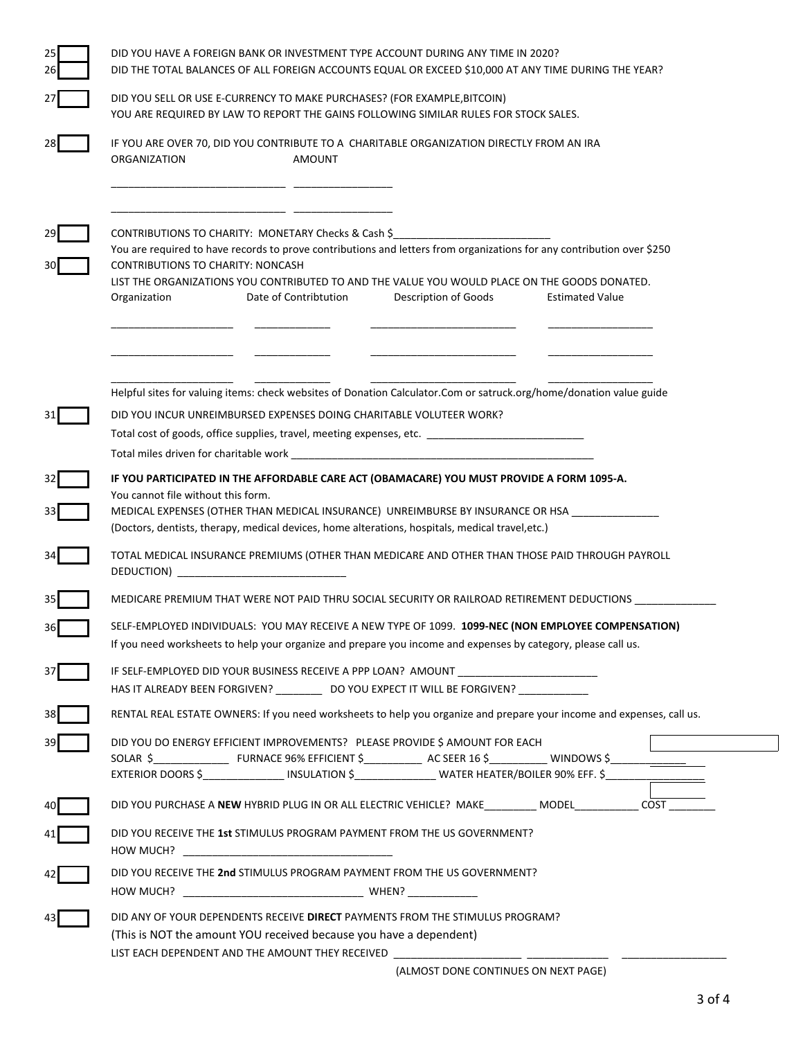25 [ ] DID YOU HAVE A FOREIGN BANK OR INVESTMENT TYPE ACCOUNT DURING ANY TIME IN 2020?

26 [ ] DID THE TOTAL BALANCES OF ALL FOREIGN ACCOUNTS EQUAL OR EXCEED $10,000 AT ANY TIME DURING THE YEAR?

27 [ ] DID YOU SELL OR USE E-CURRENCY TO MAKE PURCHASES? (FOR EXAMPLE,BITCOIN)
YOU ARE REQUIRED BY LAW TO REPORT THE GAINS FOLLOWING SIMILAR RULES FOR STOCK SALES.

28 [ ] IF YOU ARE OVER 70, DID YOU CONTRIBUTE TO A CHARITABLE ORGANIZATION DIRECTLY FROM AN IRA

| ORGANIZATION | AMOUNT |
|---|---|
| ______________________________ | ________________ |
| ______________________________ | ________________ |

29 [ ] CONTRIBUTIONS TO CHARITY: MONETARY Checks & Cash $___________________________
You are required to have records to prove contributions and letters from organizations for any contribution over $250

30 [ ] CONTRIBUTIONS TO CHARITY: NONCASH
LIST THE ORGANIZATIONS YOU CONTRIBUTED TO AND THE VALUE YOU WOULD PLACE ON THE GOODS DONATED.

| Organization | Date of Contribtution | Description of Goods | Estimated Value |
|---|---|---|---|
| _____________________ | _____________ | _________________________ | __________________ |
| _____________________ | _____________ | _________________________ | __________________ |
| _____________________ | _____________ | _________________________ | __________________ |

Helpful sites for valuing items: check websites of Donation Calculator.Com or satruck.org/home/donation value guide

31 [ ] DID YOU INCUR UNREIMBURSED EXPENSES DOING CHARITABLE VOLUTEER WORK?
Total cost of goods, office supplies, travel, meeting expenses, etc. ___________________________
Total miles driven for charitable work _____________________________________________________

32 [ ] **IF YOU PARTICIPATED IN THE AFFORDABLE CARE ACT (OBAMACARE) YOU MUST PROVIDE A FORM 1095-A.**
You cannot file without this form.

33 [ ] MEDICAL EXPENSES (OTHER THAN MEDICAL INSURANCE) UNREIMBURSE BY INSURANCE OR HSA _______________
(Doctors, dentists, therapy, medical devices, home alterations, hospitals, medical travel,etc.)

34 [ ] TOTAL MEDICAL INSURANCE PREMIUMS (OTHER THAN MEDICARE AND OTHER THAN THOSE PAID THROUGH PAYROLL DEDUCTION) _____________________________

35 [ ] MEDICARE PREMIUM THAT WERE NOT PAID THRU SOCIAL SECURITY OR RAILROAD RETIREMENT DEDUCTIONS ______________

36 [ ] SELF-EMPLOYED INDIVIDUALS: YOU MAY RECEIVE A NEW TYPE OF 1099. **1099-NEC (NON EMPLOYEE COMPENSATION)**
If you need worksheets to help your organize and prepare you income and expenses by category, please call us.

37 [ ] IF SELF-EMPLOYED DID YOUR BUSINESS RECEIVE A PPP LOAN? AMOUNT ________________________
HAS IT ALREADY BEEN FORGIVEN? ________ DO YOU EXPECT IT WILL BE FORGIVEN? ____________

38 [ ] RENTAL REAL ESTATE OWNERS: If you need worksheets to help you organize and prepare your income and expenses, call us.

39 [ ] DID YOU DO ENERGY EFFICIENT IMPROVEMENTS? PLEASE PROVIDE $ AMOUNT FOR EACH
SOLAR $_____________ FURNACE 96% EFFICIENT $__________ AC SEER 16 $__________ WINDOWS $_____________
EXTERIOR DOORS $______________ INSULATION $______________ WATER HEATER/BOILER 90% EFF. $_________________

40 [ ] DID YOU PURCHASE A **NEW** HYBRID PLUG IN OR ALL ELECTRIC VEHICLE? MAKE_________ MODEL___________ COST ________

41 [ ] DID YOU RECEIVE THE **1st** STIMULUS PROGRAM PAYMENT FROM THE US GOVERNMENT?
HOW MUCH? ____________________________________

42 [ ] DID YOU RECEIVE THE **2nd** STIMULUS PROGRAM PAYMENT FROM THE US GOVERNMENT?
HOW MUCH? _______________________________ WHEN? ____________

43 [ ] DID ANY OF YOUR DEPENDENTS RECEIVE **DIRECT** PAYMENTS FROM THE STIMULUS PROGRAM?
(This is NOT the amount YOU received because you have a dependent)
LIST EACH DEPENDENT AND THE AMOUNT THEY RECEIVED ______________________ ______________ __________________

(ALMOST DONE CONTINUES ON NEXT PAGE)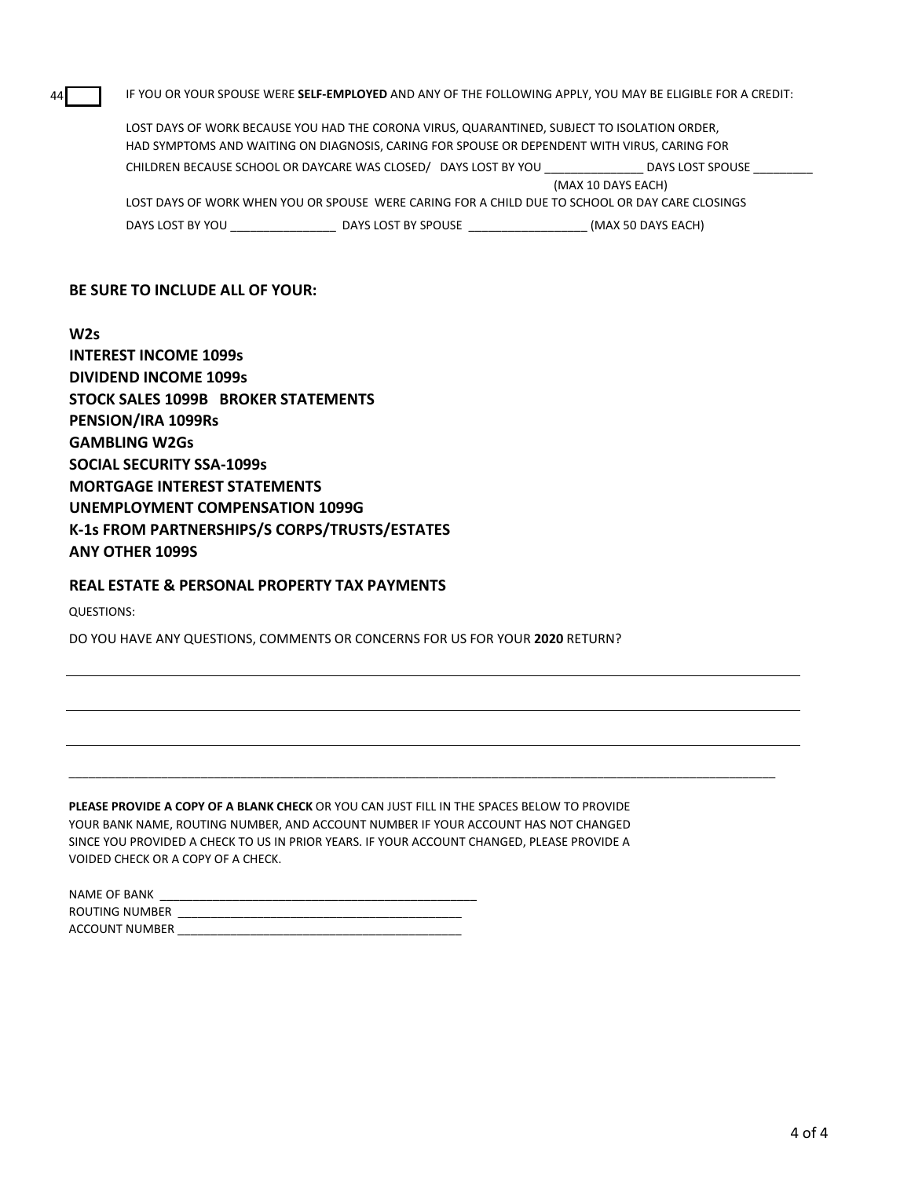44 ☐ IF YOU OR YOUR SPOUSE WERE **SELF-EMPLOYED** AND ANY OF THE FOLLOWING APPLY, YOU MAY BE ELIGIBLE FOR A CREDIT:

LOST DAYS OF WORK BECAUSE YOU HAD THE CORONA VIRUS, QUARANTINED, SUBJECT TO ISOLATION ORDER, HAD SYMPTOMS AND WAITING ON DIAGNOSIS, CARING FOR SPOUSE OR DEPENDENT WITH VIRUS, CARING FOR CHILDREN BECAUSE SCHOOL OR DAYCARE WAS CLOSED/ DAYS LOST BY YOU _______________ DAYS LOST SPOUSE _________

(MAX 10 DAYS EACH)

LOST DAYS OF WORK WHEN YOU OR SPOUSE WERE CARING FOR A CHILD DUE TO SCHOOL OR DAY CARE CLOSINGS

DAYS LOST BY YOU ________________ DAYS LOST BY SPOUSE __________________ (MAX 50 DAYS EACH)

**BE SURE TO INCLUDE ALL OF YOUR:**

**W2s**
**INTEREST INCOME 1099s**
**DIVIDEND INCOME 1099s**
**STOCK SALES 1099B BROKER STATEMENTS**
**PENSION/IRA 1099Rs**
**GAMBLING W2Gs**
**SOCIAL SECURITY SSA-1099s**
**MORTGAGE INTEREST STATEMENTS**
**UNEMPLOYMENT COMPENSATION 1099G**
**K-1s FROM PARTNERSHIPS/S CORPS/TRUSTS/ESTATES**
**ANY OTHER 1099S**

**REAL ESTATE & PERSONAL PROPERTY TAX PAYMENTS**

QUESTIONS:

DO YOU HAVE ANY QUESTIONS, COMMENTS OR CONCERNS FOR US FOR YOUR **2020** RETURN?

___________________________________________________________________________

___________________________________________________________________________

___________________________________________________________________________

___________________________________________________________________________

**PLEASE PROVIDE A COPY OF A BLANK CHECK** OR YOU CAN JUST FILL IN THE SPACES BELOW TO PROVIDE YOUR BANK NAME, ROUTING NUMBER, AND ACCOUNT NUMBER IF YOUR ACCOUNT HAS NOT CHANGED SINCE YOU PROVIDED A CHECK TO US IN PRIOR YEARS. IF YOUR ACCOUNT CHANGED, PLEASE PROVIDE A VOIDED CHECK OR A COPY OF A CHECK.

NAME OF BANK _________________________________________________
ROUTING NUMBER ____________________________________________
ACCOUNT NUMBER ____________________________________________